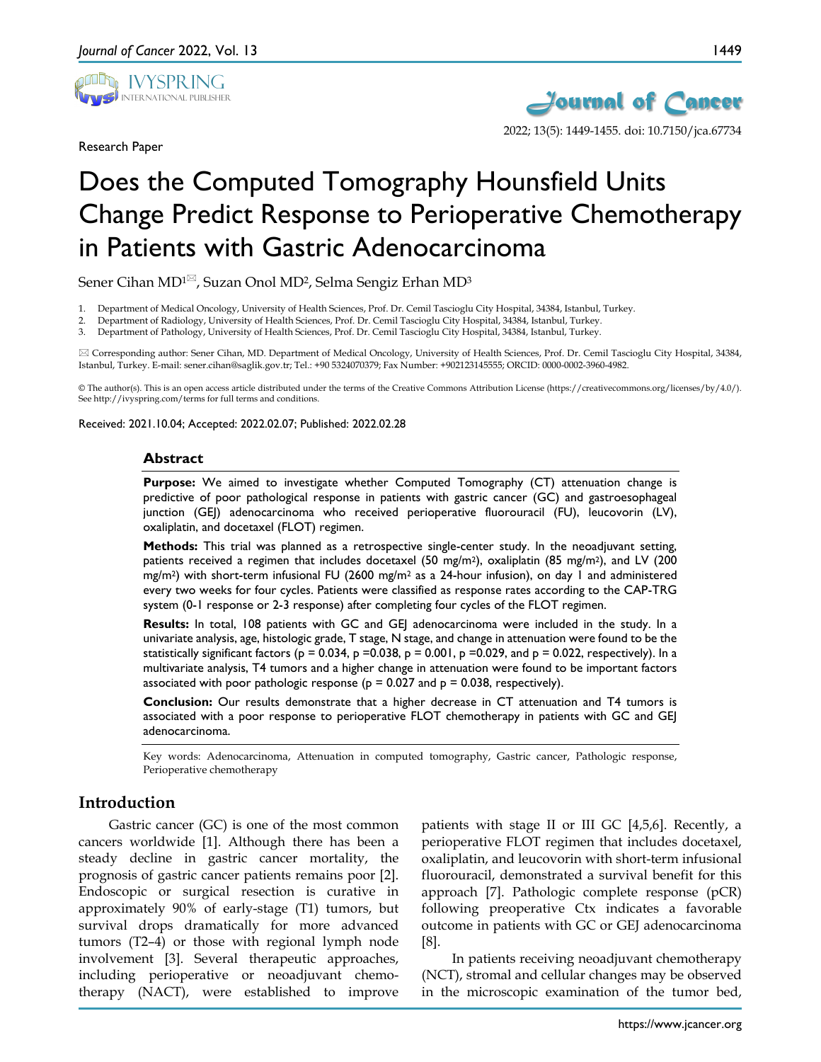Research Paper

# Does the Computed Tomography Hounsfield Units Change Predict Response to Perioperative Chemotherapy in Patients with Gastric Adenocarcinoma

Sener Cihan MD[1]✉, Suzan Onol MD[2], Selma Sengiz Erhan MD[3]

1. Department of Medical Oncology, University of Health Sciences, Prof. Dr. Cemil Tascioglu City Hospital, 34384, Istanbul, Turkey.
2. Department of Radiology, University of Health Sciences, Prof. Dr. Cemil Tascioglu City Hospital, 34384, Istanbul, Turkey.
3. Department of Pathology, University of Health Sciences, Prof. Dr. Cemil Tascioglu City Hospital, 34384, Istanbul, Turkey.

✉ Corresponding author: Sener Cihan, MD. Department of Medical Oncology, University of Health Sciences, Prof. Dr. Cemil Tascioglu City Hospital, 34384, Istanbul, Turkey. E-mail: sener.cihan@saglik.gov.tr; Tel.: +90 5324070379; Fax Number: +902123145555; ORCID: 0000-0002-3960-4982.

© The author(s). This is an open access article distributed under the terms of the Creative Commons Attribution License (https://creativecommons.org/licenses/by/4.0/). See http://ivyspring.com/terms for full terms and conditions.

Received: 2021.10.04; Accepted: 2022.02.07; Published: 2022.02.28

## Abstract

**Purpose:** We aimed to investigate whether Computed Tomography (CT) attenuation change is predictive of poor pathological response in patients with gastric cancer (GC) and gastroesophageal junction (GEJ) adenocarcinoma who received perioperative fluorouracil (FU), leucovorin (LV), oxaliplatin, and docetaxel (FLOT) regimen.

**Methods:** This trial was planned as a retrospective single-center study. In the neoadjuvant setting, patients received a regimen that includes docetaxel (50 mg/m$^2$), oxaliplatin (85 mg/m$^2$), and LV (200 mg/m$^2$) with short-term infusional FU (2600 mg/m$^2$ as a 24-hour infusion), on day 1 and administered every two weeks for four cycles. Patients were classified as response rates according to the CAP-TRG system (0-1 response or 2-3 response) after completing four cycles of the FLOT regimen.

**Results:** In total, 108 patients with GC and GEJ adenocarcinoma were included in the study. In a univariate analysis, age, histologic grade, T stage, N stage, and change in attenuation were found to be the statistically significant factors ($p = 0.034$, $p = 0.038$, $p = 0.001$, $p = 0.029$, and $p = 0.022$, respectively). In a multivariate analysis, T4 tumors and a higher change in attenuation were found to be important factors associated with poor pathologic response ($p = 0.027$ and $p = 0.038$, respectively).

**Conclusion:** Our results demonstrate that a higher decrease in CT attenuation and T4 tumors is associated with a poor response to perioperative FLOT chemotherapy in patients with GC and GEJ adenocarcinoma.

Key words: Adenocarcinoma, Attenuation in computed tomography, Gastric cancer, Pathologic response, Perioperative chemotherapy

## Introduction

Gastric cancer (GC) is one of the most common cancers worldwide [1]. Although there has been a steady decline in gastric cancer mortality, the prognosis of gastric cancer patients remains poor [2]. Endoscopic or surgical resection is curative in approximately 90% of early-stage (T1) tumors, but survival drops dramatically for more advanced tumors (T2–4) or those with regional lymph node involvement [3]. Several therapeutic approaches, including perioperative or neoadjuvant chemotherapy (NACT), were established to improve patients with stage II or III GC [4,5,6]. Recently, a perioperative FLOT regimen that includes docetaxel, oxaliplatin, and leucovorin with short-term infusional fluorouracil, demonstrated a survival benefit for this approach [7]. Pathologic complete response (pCR) following preoperative Ctx indicates a favorable outcome in patients with GC or GEJ adenocarcinoma [8].

In patients receiving neoadjuvant chemotherapy (NCT), stromal and cellular changes may be observed in the microscopic examination of the tumor bed,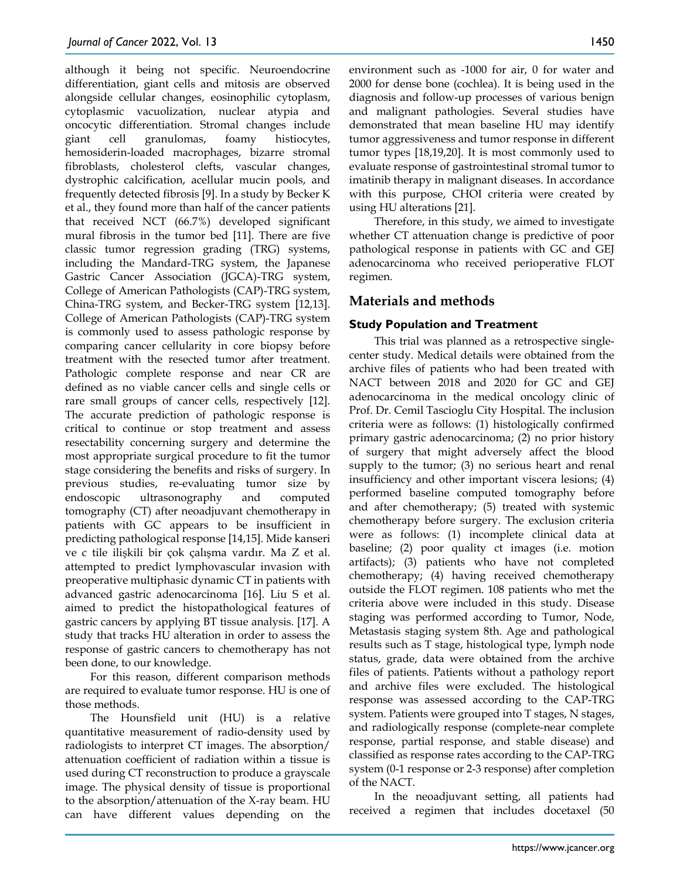although it being not specific. Neuroendocrine differentiation, giant cells and mitosis are observed alongside cellular changes, eosinophilic cytoplasm, cytoplasmic vacuolization, nuclear atypia and oncocytic differentiation. Stromal changes include giant cell granulomas, foamy histiocytes, hemosiderin-loaded macrophages, bizarre stromal fibroblasts, cholesterol clefts, vascular changes, dystrophic calcification, acellular mucin pools, and frequently detected fibrosis [9]. In a study by Becker K et al., they found more than half of the cancer patients that received NCT (66.7%) developed significant mural fibrosis in the tumor bed [11]. There are five classic tumor regression grading (TRG) systems, including the Mandard-TRG system, the Japanese Gastric Cancer Association (JGCA)-TRG system, College of American Pathologists (CAP)-TRG system, China-TRG system, and Becker-TRG system [12,13]. College of American Pathologists (CAP)-TRG system is commonly used to assess pathologic response by comparing cancer cellularity in core biopsy before treatment with the resected tumor after treatment. Pathologic complete response and near CR are defined as no viable cancer cells and single cells or rare small groups of cancer cells, respectively [12]. The accurate prediction of pathologic response is critical to continue or stop treatment and assess resectability concerning surgery and determine the most appropriate surgical procedure to fit the tumor stage considering the benefits and risks of surgery. In previous studies, re-evaluating tumor size by endoscopic ultrasonography and computed tomography (CT) after neoadjuvant chemotherapy in patients with GC appears to be insufficient in predicting pathological response [14,15]. Mide kanseri ve c tile ilişkili bir çok çalışma vardır. Ma Z et al. attempted to predict lymphovascular invasion with preoperative multiphasic dynamic CT in patients with advanced gastric adenocarcinoma [16]. Liu S et al. aimed to predict the histopathological features of gastric cancers by applying BT tissue analysis. [17]. A study that tracks HU alteration in order to assess the response of gastric cancers to chemotherapy has not been done, to our knowledge.

For this reason, different comparison methods are required to evaluate tumor response. HU is one of those methods.

The Hounsfield unit (HU) is a relative quantitative measurement of radio-density used by radiologists to interpret CT images. The absorption/attenuation coefficient of radiation within a tissue is used during CT reconstruction to produce a grayscale image. The physical density of tissue is proportional to the absorption/attenuation of the X-ray beam. HU can have different values depending on the environment such as -1000 for air, 0 for water and 2000 for dense bone (cochlea). It is being used in the diagnosis and follow-up processes of various benign and malignant pathologies. Several studies have demonstrated that mean baseline HU may identify tumor aggressiveness and tumor response in different tumor types [18,19,20]. It is most commonly used to evaluate response of gastrointestinal stromal tumor to imatinib therapy in malignant diseases. In accordance with this purpose, CHOI criteria were created by using HU alterations [21].

Therefore, in this study, we aimed to investigate whether CT attenuation change is predictive of poor pathological response in patients with GC and GEJ adenocarcinoma who received perioperative FLOT regimen.

## Materials and methods

### Study Population and Treatment

This trial was planned as a retrospective single-center study. Medical details were obtained from the archive files of patients who had been treated with NACT between 2018 and 2020 for GC and GEJ adenocarcinoma in the medical oncology clinic of Prof. Dr. Cemil Tascioglu City Hospital. The inclusion criteria were as follows: (1) histologically confirmed primary gastric adenocarcinoma; (2) no prior history of surgery that might adversely affect the blood supply to the tumor; (3) no serious heart and renal insufficiency and other important viscera lesions; (4) performed baseline computed tomography before and after chemotherapy; (5) treated with systemic chemotherapy before surgery. The exclusion criteria were as follows: (1) incomplete clinical data at baseline; (2) poor quality ct images (i.e. motion artifacts); (3) patients who have not completed chemotherapy; (4) having received chemotherapy outside the FLOT regimen. 108 patients who met the criteria above were included in this study. Disease staging was performed according to Tumor, Node, Metastasis staging system 8th. Age and pathological results such as T stage, histological type, lymph node status, grade, data were obtained from the archive files of patients. Patients without a pathology report and archive files were excluded. The histological response was assessed according to the CAP-TRG system. Patients were grouped into T stages, N stages, and radiologically response (complete-near complete response, partial response, and stable disease) and classified as response rates according to the CAP-TRG system (0-1 response or 2-3 response) after completion of the NACT.

In the neoadjuvant setting, all patients had received a regimen that includes docetaxel (50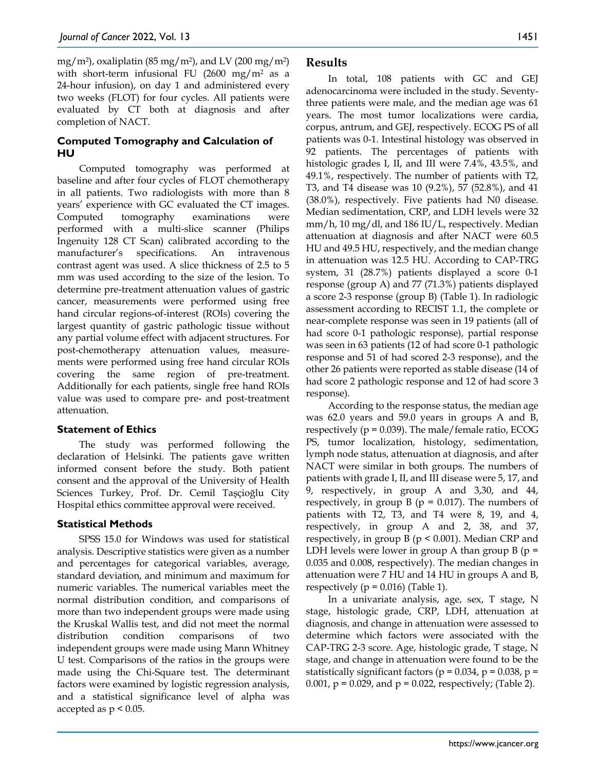mg/m²), oxaliplatin (85 mg/m²), and LV (200 mg/m²) with short-term infusional FU (2600 mg/m² as a 24-hour infusion), on day 1 and administered every two weeks (FLOT) for four cycles. All patients were evaluated by CT both at diagnosis and after completion of NACT.

### Computed Tomography and Calculation of HU

Computed tomography was performed at baseline and after four cycles of FLOT chemotherapy in all patients. Two radiologists with more than 8 years' experience with GC evaluated the CT images. Computed tomography examinations were performed with a multi-slice scanner (Philips Ingenuity 128 CT Scan) calibrated according to the manufacturer's specifications. An intravenous contrast agent was used. A slice thickness of 2.5 to 5 mm was used according to the size of the lesion. To determine pre-treatment attenuation values of gastric cancer, measurements were performed using free hand circular regions-of-interest (ROIs) covering the largest quantity of gastric pathologic tissue without any partial volume effect with adjacent structures. For post-chemotherapy attenuation values, measurements were performed using free hand circular ROIs covering the same region of pre-treatment. Additionally for each patients, single free hand ROIs value was used to compare pre- and post-treatment attenuation.

### Statement of Ethics

The study was performed following the declaration of Helsinki. The patients gave written informed consent before the study. Both patient consent and the approval of the University of Health Sciences Turkey, Prof. Dr. Cemil Taşçioğlu City Hospital ethics committee approval were received.

### Statistical Methods

SPSS 15.0 for Windows was used for statistical analysis. Descriptive statistics were given as a number and percentages for categorical variables, average, standard deviation, and minimum and maximum for numeric variables. The numerical variables meet the normal distribution condition, and comparisons of more than two independent groups were made using the Kruskal Wallis test, and did not meet the normal distribution condition comparisons of two independent groups were made using Mann Whitney U test. Comparisons of the ratios in the groups were made using the Chi-Square test. The determinant factors were examined by logistic regression analysis, and a statistical significance level of alpha was accepted as $p < 0.05$.

## Results

In total, 108 patients with GC and GEJ adenocarcinoma were included in the study. Seventy-three patients were male, and the median age was 61 years. The most tumor localizations were cardia, corpus, antrum, and GEJ, respectively. ECOG PS of all patients was 0-1. Intestinal histology was observed in 92 patients. The percentages of patients with histologic grades I, II, and III were 7.4%, 43.5%, and 49.1%, respectively. The number of patients with T2, T3, and T4 disease was 10 (9.2%), 57 (52.8%), and 41 (38.0%), respectively. Five patients had N0 disease. Median sedimentation, CRP, and LDH levels were 32 mm/h, 10 mg/dl, and 186 IU/L, respectively. Median attenuation at diagnosis and after NACT were 60.5 HU and 49.5 HU, respectively, and the median change in attenuation was 12.5 HU. According to CAP-TRG system, 31 (28.7%) patients displayed a score 0-1 response (group A) and 77 (71.3%) patients displayed a score 2-3 response (group B) (Table 1). In radiologic assessment according to RECIST 1.1, the complete or near-complete response was seen in 19 patients (all of had score 0-1 pathologic response), partial response was seen in 63 patients (12 of had score 0-1 pathologic response and 51 of had scored 2-3 response), and the other 26 patients were reported as stable disease (14 of had score 2 pathologic response and 12 of had score 3 response).

According to the response status, the median age was 62.0 years and 59.0 years in groups A and B, respectively ($p = 0.039$). The male/female ratio, ECOG PS, tumor localization, histology, sedimentation, lymph node status, attenuation at diagnosis, and after NACT were similar in both groups. The numbers of patients with grade I, II, and III disease were 5, 17, and 9, respectively, in group A and 3,30, and 44, respectively, in group B ($p = 0.017$). The numbers of patients with T2, T3, and T4 were 8, 19, and 4, respectively, in group A and 2, 38, and 37, respectively, in group B ($p < 0.001$). Median CRP and LDH levels were lower in group A than group B ($p = 0.035$ and 0.008, respectively). The median changes in attenuation were 7 HU and 14 HU in groups A and B, respectively ($p = 0.016$) (Table 1).

In a univariate analysis, age, sex, T stage, N stage, histologic grade, CRP, LDH, attenuation at diagnosis, and change in attenuation were assessed to determine which factors were associated with the CAP-TRG 2-3 score. Age, histologic grade, T stage, N stage, and change in attenuation were found to be the statistically significant factors ($p = 0.034$, $p = 0.038$, $p = 0.001$, $p = 0.029$, and $p = 0.022$, respectively; (Table 2).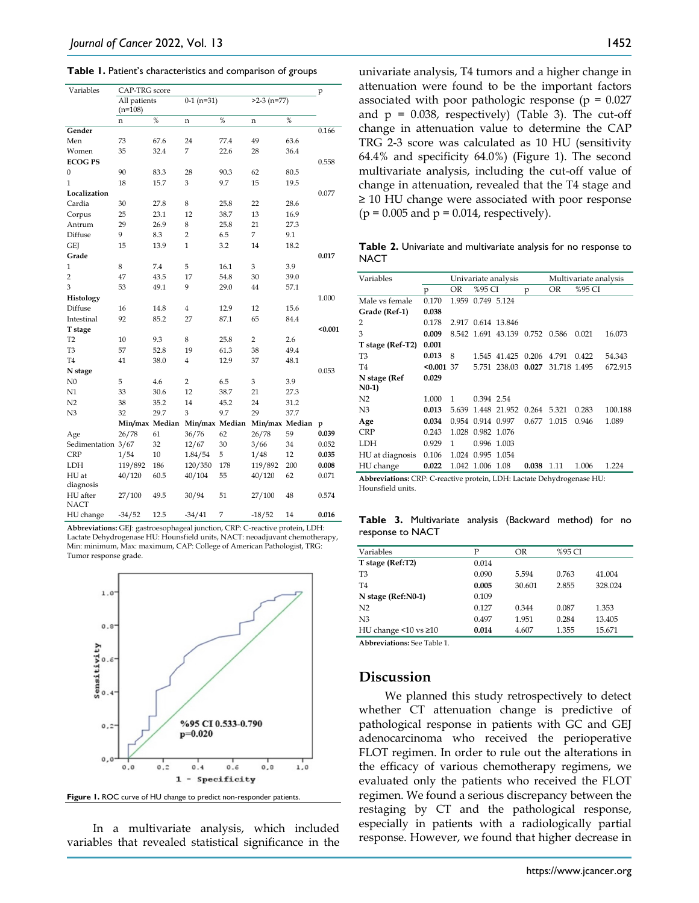**Table 1.** Patient's characteristics and comparison of groups

| Variables | CAP-TRG score | | | | | | p |
|---|---|---|---|---|---|---|---|
| | All patients (n=108) | | 0-1 (n=31) | | >2-3 (n=77) | | |
| | n | % | n | % | n | % | |
| **Gender** | | | | | | | 0.166 |
| Men | 73 | 67.6 | 24 | 77.4 | 49 | 63.6 | |
| Women | 35 | 32.4 | 7 | 22.6 | 28 | 36.4 | |
| **ECOG PS** | | | | | | | 0.558 |
| 0 | 90 | 83.3 | 28 | 90.3 | 62 | 80.5 | |
| 1 | 18 | 15.7 | 3 | 9.7 | 15 | 19.5 | |
| **Localization** | | | | | | | 0.077 |
| Cardia | 30 | 27.8 | 8 | 25.8 | 22 | 28.6 | |
| Corpus | 25 | 23.1 | 12 | 38.7 | 13 | 16.9 | |
| Antrum | 29 | 26.9 | 8 | 25.8 | 21 | 27.3 | |
| Diffuse | 9 | 8.3 | 2 | 6.5 | 7 | 9.1 | |
| GEJ | 15 | 13.9 | 1 | 3.2 | 14 | 18.2 | |
| **Grade** | | | | | | | **0.017** |
| 1 | 8 | 7.4 | 5 | 16.1 | 3 | 3.9 | |
| 2 | 47 | 43.5 | 17 | 54.8 | 30 | 39.0 | |
| 3 | 53 | 49.1 | 9 | 29.0 | 44 | 57.1 | |
| **Histology** | | | | | | | 1.000 |
| Diffuse | 16 | 14.8 | 4 | 12.9 | 12 | 15.6 | |
| Intestinal | 92 | 85.2 | 27 | 87.1 | 65 | 84.4 | |
| **T stage** | | | | | | | **<0.001** |
| T2 | 10 | 9.3 | 8 | 25.8 | 2 | 2.6 | |
| T3 | 57 | 52.8 | 19 | 61.3 | 38 | 49.4 | |
| T4 | 41 | 38.0 | 4 | 12.9 | 37 | 48.1 | |
| **N stage** | | | | | | | 0.053 |
| N0 | 5 | 4.6 | 2 | 6.5 | 3 | 3.9 | |
| N1 | 33 | 30.6 | 12 | 38.7 | 21 | 27.3 | |
| N2 | 38 | 35.2 | 14 | 45.2 | 24 | 31.2 | |
| N3 | 32 | 29.7 | 3 | 9.7 | 29 | 37.7 | |
| | Min/max | Median | Min/max | Median | Min/max | Median | p |
| Age | 26/78 | 61 | 36/76 | 62 | 26/78 | 59 | **0.039** |
| Sedimentation | 3/67 | 32 | 12/67 | 30 | 3/66 | 34 | 0.052 |
| CRP | 1/54 | 10 | 1.84/54 | 5 | 1/48 | 12 | **0.035** |
| LDH | 119/892 | 186 | 120/350 | 178 | 119/892 | 200 | **0.008** |
| HU at diagnosis | 40/120 | 60.5 | 40/104 | 55 | 40/120 | 62 | 0.071 |
| HU after NACT | 27/100 | 49.5 | 30/94 | 51 | 27/100 | 48 | 0.574 |
| HU change | -34/52 | 12.5 | -34/41 | 7 | -18/52 | 14 | **0.016** |

**Abbreviations:** GEJ: gastroesophageal junction, CRP: C-reactive protein, LDH: Lactate Dehydrogenase HU: Hounsfield units, NACT: neoadjuvant chemotherapy, Min: minimum, Max: maximum, CAP: College of American Pathologist, TRG: Tumor response grade.

%95 CI 0.533-0.790
p=0.020
Sensitivity
1 - Specificity

**Figure 1.** ROC curve of HU change to predict non-responder patients.

In a multivariate analysis, which included variables that revealed statistical significance in the univariate analysis, T4 tumors and a higher change in attenuation were found to be the important factors associated with poor pathologic response (p = 0.027 and p = 0.038, respectively) (Table 3). The cut-off change in attenuation value to determine the CAP TRG 2-3 score was calculated as 10 HU (sensitivity 64.4% and specificity 64.0%) (Figure 1). The second multivariate analysis, including the cut-off value of change in attenuation, revealed that the T4 stage and ≥ 10 HU change were associated with poor response (p = 0.005 and p = 0.014, respectively).

**Table 2.** Univariate and multivariate analysis for no response to NACT

| Variables | Univariate analysis | | | | Multivariate analysis | | | |
|---|---|---|---|---|---|---|---|---|
| | p | OR | %95 CI | | p | OR | %95 CI | |
| Male vs female | 0.170 | 1.959 | 0.749 | 5.124 | | | | |
| **Grade (Ref-1)** | **0.038** | | | | | | | |
| 2 | 0.178 | 2.917 | 0.614 | 13.846 | | | | |
| 3 | **0.009** | 8.542 | 1.691 | 43.139 | 0.752 | 0.586 | 0.021 | 16.073 |
| **T stage (Ref-T2)** | **0.001** | | | | | | | |
| T3 | **0.013** | 8 | 1.545 | 41.425 | 0.206 | 4.791 | 0.422 | 54.343 |
| T4 | **<0.001** | 37 | 5.751 | 238.03 | **0.027** | 31.718 | 1.495 | 672.915 |
| **N stage (Ref N0-1)** | **0.029** | | | | | | | |
| N2 | 1.000 | 1 | 0.394 | 2.54 | | | | |
| N3 | **0.013** | 5.639 | 1.448 | 21.952 | 0.264 | 5.321 | 0.283 | 100.188 |
| **Age** | **0.034** | 0.954 | 0.914 | 0.997 | 0.677 | 1.015 | 0.946 | 1.089 |
| CRP | 0.243 | 1.028 | 0.982 | 1.076 | | | | |
| LDH | 0.929 | 1 | 0.996 | 1.003 | | | | |
| HU at diagnosis | 0.106 | 1.024 | 0.995 | 1.054 | | | | |
| HU change | **0.022** | 1.042 | 1.006 | 1.08 | **0.038** | 1.11 | 1.006 | 1.224 |

**Abbreviations:** CRP: C-reactive protein, LDH: Lactate Dehydrogenase HU: Hounsfield units.

**Table 3.** Multivariate analysis (Backward method) for no response to NACT

| Variables | P | OR | %95 CI | |
|---|---|---|---|---|
| **T stage (Ref:T2)** | 0.014 | | | |
| T3 | 0.090 | 5.594 | 0.763 | 41.004 |
| T4 | **0.005** | 30.601 | 2.855 | 328.024 |
| **N stage (Ref:N0-1)** | 0.109 | | | |
| N2 | 0.127 | 0.344 | 0.087 | 1.353 |
| N3 | 0.497 | 1.951 | 0.284 | 13.405 |
| HU change <10 vs ≥10 | **0.014** | 4.607 | 1.355 | 15.671 |

**Abbreviations:** See Table 1.

## Discussion

We planned this study retrospectively to detect whether CT attenuation change is predictive of pathological response in patients with GC and GEJ adenocarcinoma who received the perioperative FLOT regimen. In order to rule out the alterations in the efficacy of various chemotherapy regimens, we evaluated only the patients who received the FLOT regimen. We found a serious discrepancy between the restaging by CT and the pathological response, especially in patients with a radiologically partial response. However, we found that higher decrease in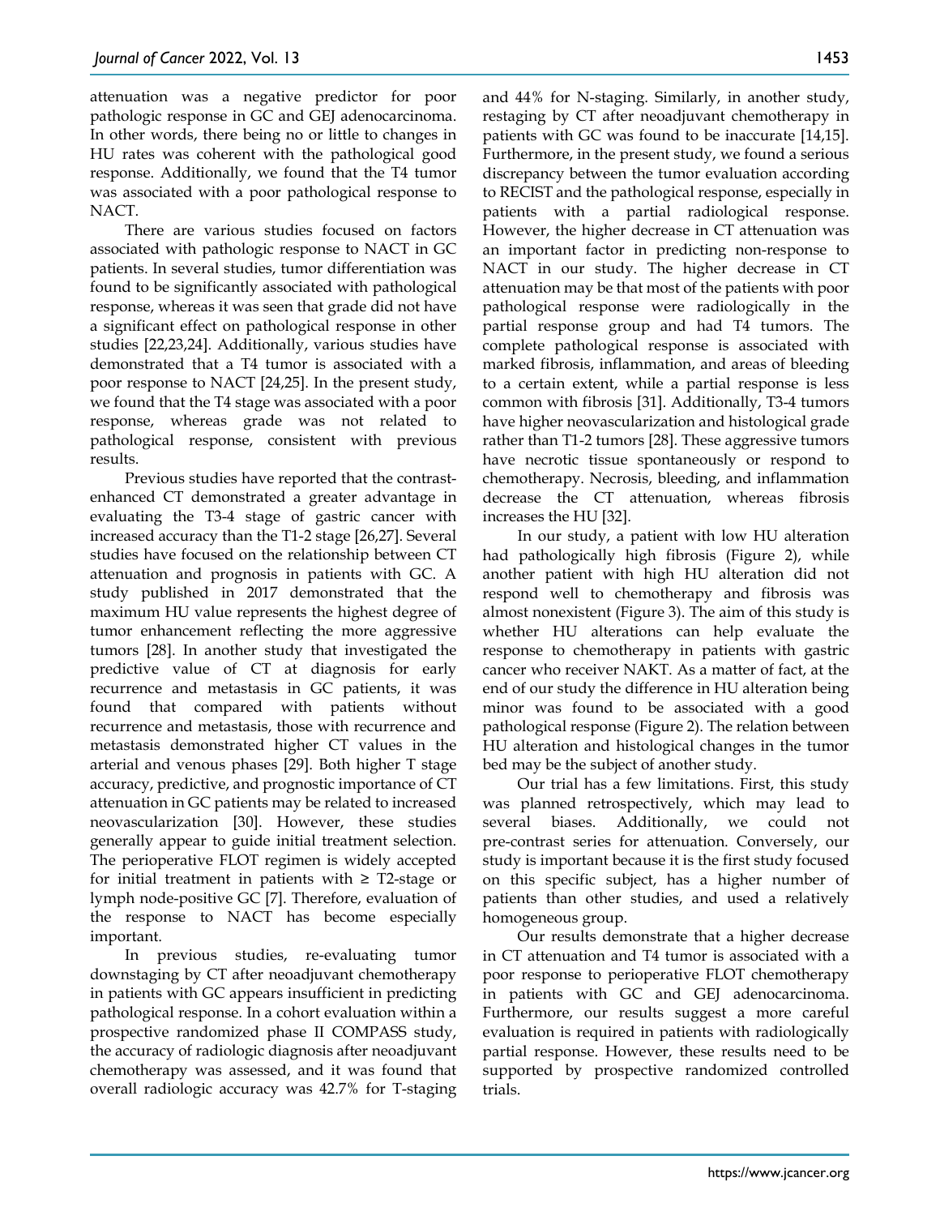attenuation was a negative predictor for poor pathologic response in GC and GEJ adenocarcinoma. In other words, there being no or little to changes in HU rates was coherent with the pathological good response. Additionally, we found that the T4 tumor was associated with a poor pathological response to NACT.

There are various studies focused on factors associated with pathologic response to NACT in GC patients. In several studies, tumor differentiation was found to be significantly associated with pathological response, whereas it was seen that grade did not have a significant effect on pathological response in other studies [22,23,24]. Additionally, various studies have demonstrated that a T4 tumor is associated with a poor response to NACT [24,25]. In the present study, we found that the T4 stage was associated with a poor response, whereas grade was not related to pathological response, consistent with previous results.

Previous studies have reported that the contrast-enhanced CT demonstrated a greater advantage in evaluating the T3-4 stage of gastric cancer with increased accuracy than the T1-2 stage [26,27]. Several studies have focused on the relationship between CT attenuation and prognosis in patients with GC. A study published in 2017 demonstrated that the maximum HU value represents the highest degree of tumor enhancement reflecting the more aggressive tumors [28]. In another study that investigated the predictive value of CT at diagnosis for early recurrence and metastasis in GC patients, it was found that compared with patients without recurrence and metastasis, those with recurrence and metastasis demonstrated higher CT values in the arterial and venous phases [29]. Both higher T stage accuracy, predictive, and prognostic importance of CT attenuation in GC patients may be related to increased neovascularization [30]. However, these studies generally appear to guide initial treatment selection. The perioperative FLOT regimen is widely accepted for initial treatment in patients with ≥ T2-stage or lymph node-positive GC [7]. Therefore, evaluation of the response to NACT has become especially important.

In previous studies, re-evaluating tumor downstaging by CT after neoadjuvant chemotherapy in patients with GC appears insufficient in predicting pathological response. In a cohort evaluation within a prospective randomized phase II COMPASS study, the accuracy of radiologic diagnosis after neoadjuvant chemotherapy was assessed, and it was found that overall radiologic accuracy was 42.7% for T-staging and 44% for N-staging. Similarly, in another study, restaging by CT after neoadjuvant chemotherapy in patients with GC was found to be inaccurate [14,15]. Furthermore, in the present study, we found a serious discrepancy between the tumor evaluation according to RECIST and the pathological response, especially in patients with a partial radiological response. However, the higher decrease in CT attenuation was an important factor in predicting non-response to NACT in our study. The higher decrease in CT attenuation may be that most of the patients with poor pathological response were radiologically in the partial response group and had T4 tumors. The complete pathological response is associated with marked fibrosis, inflammation, and areas of bleeding to a certain extent, while a partial response is less common with fibrosis [31]. Additionally, T3-4 tumors have higher neovascularization and histological grade rather than T1-2 tumors [28]. These aggressive tumors have necrotic tissue spontaneously or respond to chemotherapy. Necrosis, bleeding, and inflammation decrease the CT attenuation, whereas fibrosis increases the HU [32].

In our study, a patient with low HU alteration had pathologically high fibrosis (Figure 2), while another patient with high HU alteration did not respond well to chemotherapy and fibrosis was almost nonexistent (Figure 3). The aim of this study is whether HU alterations can help evaluate the response to chemotherapy in patients with gastric cancer who receiver NAKT. As a matter of fact, at the end of our study the difference in HU alteration being minor was found to be associated with a good pathological response (Figure 2). The relation between HU alteration and histological changes in the tumor bed may be the subject of another study.

Our trial has a few limitations. First, this study was planned retrospectively, which may lead to several biases. Additionally, we could not pre-contrast series for attenuation. Conversely, our study is important because it is the first study focused on this specific subject, has a higher number of patients than other studies, and used a relatively homogeneous group.

Our results demonstrate that a higher decrease in CT attenuation and T4 tumor is associated with a poor response to perioperative FLOT chemotherapy in patients with GC and GEJ adenocarcinoma. Furthermore, our results suggest a more careful evaluation is required in patients with radiologically partial response. However, these results need to be supported by prospective randomized controlled trials.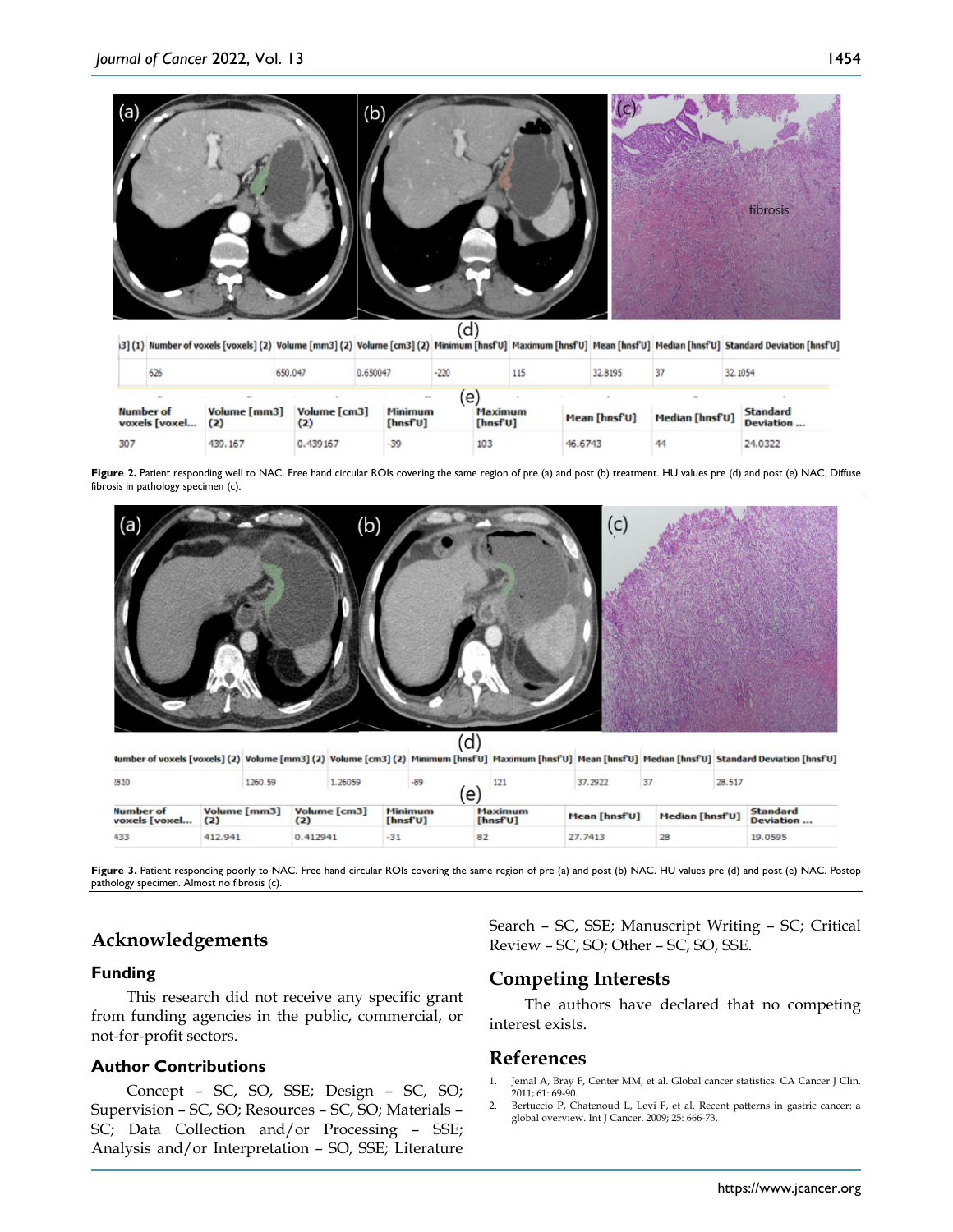Figure 2. Patient responding well to NAC. Free hand circular ROIs covering the same region of pre (a) and post (b) treatment. HU values pre (d) and post (e) NAC. Diffuse fibrosis in pathology specimen (c).

Figure 3. Patient responding poorly to NAC. Free hand circular ROIs covering the same region of pre (a) and post (b) NAC. HU values pre (d) and post (e) NAC. Postop pathology specimen. Almost no fibrosis (c).

## Acknowledgements

### Funding

This research did not receive any specific grant from funding agencies in the public, commercial, or not-for-profit sectors.

### Author Contributions

Concept – SC, SO, SSE; Design – SC, SO; Supervision – SC, SO; Resources – SC, SO; Materials – SC; Data Collection and/or Processing – SSE; Analysis and/or Interpretation – SO, SSE; Literature Search – SC, SSE; Manuscript Writing – SC; Critical Review – SC, SO; Other – SC, SO, SSE.

## Competing Interests

The authors have declared that no competing interest exists.

## References

1. Jemal A, Bray F, Center MM, et al. Global cancer statistics. CA Cancer J Clin. 2011; 61: 69-90.
2. Bertuccio P, Chatenoud L, Levi F, et al. Recent patterns in gastric cancer: a global overview. Int J Cancer. 2009; 25: 666-73.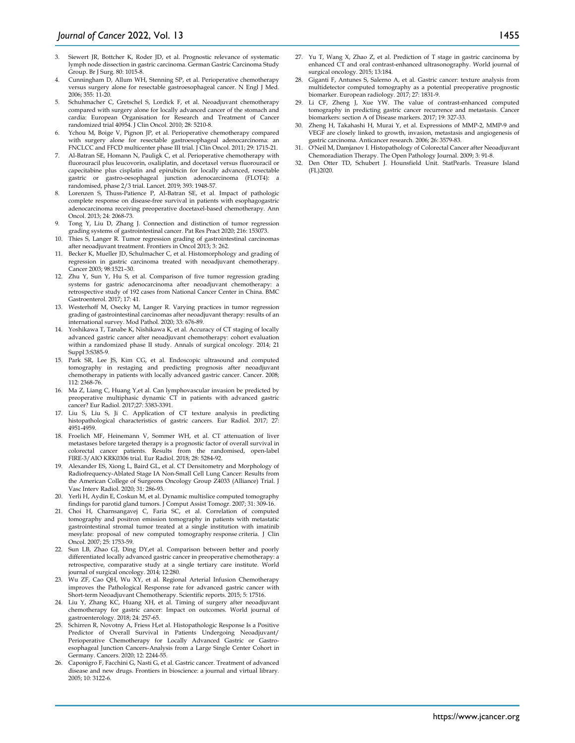3. Siewert JR, Bottcher K, Roder JD, et al. Prognostic relevance of systematic lymph node dissection in gastric carcinoma. German Gastric Carcinoma Study Group. Br J Surg. 80: 1015-8.
4. Cunningham D, Allum WH, Stenning SP, et al. Perioperative chemotherapy versus surgery alone for resectable gastroesophageal cancer. N Engl J Med. 2006; 355: 11-20.
5. Schuhmacher C, Gretschel S, Lordick F, et al. Neoadjuvant chemotherapy compared with surgery alone for locally advanced cancer of the stomach and cardia: European Organisation for Research and Treatment of Cancer randomized trial 40954. J Clin Oncol. 2010; 28: 5210-8.
6. Ychou M, Boige V, Pignon JP, et al. Perioperative chemotherapy compared with surgery alone for resectable gastroesophageal adenocarcinoma: an FNCLCC and FFCD multicenter phase III trial. J Clin Oncol. 2011; 29: 1715-21.
7. Al-Batran SE, Homann N, Pauligk C, et al. Perioperative chemotherapy with fluorouracil plus leucovorin, oxaliplatin, and docetaxel versus fluorouracil or capecitabine plus cisplatin and epirubicin for locally advanced, resectable gastric or gastro-oesophageal junction adenocarcinoma (FLOT4): a randomised, phase 2/3 trial. Lancet. 2019; 393: 1948-57.
8. Lorenzen S, Thuss-Patience P, Al-Batran SE, et al. Impact of pathologic complete response on disease-free survival in patients with esophagogastric adenocarcinoma receiving preoperative docetaxel-based chemotherapy. Ann Oncol. 2013; 24: 2068-73.
9. Tong Y, Liu D, Zhang J. Connection and distinction of tumor regression grading systems of gastrointestinal cancer. Pat Res Pract 2020; 216: 153073.
10. Thies S, Langer R. Tumor regression grading of gastrointestinal carcinomas after neoadjuvant treatment. Frontiers in Oncol 2013; 3: 262.
11. Becker K, Mueller JD, Schulmacher C, et al. Histomorphology and grading of regression in gastric carcinoma treated with neoadjuvant chemotherapy. Cancer 2003; 98:1521–30.
12. Zhu Y, Sun Y, Hu S, et al. Comparison of five tumor regression grading systems for gastric adenocarcinoma after neoadjuvant chemotherapy: a retrospective study of 192 cases from National Cancer Center in China. BMC Gastroenterol. 2017; 17: 41.
13. Westerhoff M, Osecky M, Langer R. Varying practices in tumor regression grading of gastrointestinal carcinomas after neoadjuvant therapy: results of an international survey. Mod Pathol. 2020; 33: 676-89.
14. Yoshikawa T, Tanabe K, Nishikawa K, et al. Accuracy of CT staging of locally advanced gastric cancer after neoadjuvant chemotherapy: cohort evaluation within a randomized phase II study. Annals of surgical oncology. 2014; 21 Suppl 3:S385-9.
15. Park SR, Lee JS, Kim CG, et al. Endoscopic ultrasound and computed tomography in restaging and predicting prognosis after neoadjuvant chemotherapy in patients with locally advanced gastric cancer. Cancer. 2008; 112: 2368-76.
16. Ma Z, Liang C, Huang Y,et al. Can lymphovascular invasion be predicted by preoperative multiphasic dynamic CT in patients with advanced gastric cancer? Eur Radiol. 2017;27: 3383-3391.
17. Liu S, Liu S, Ji C. Application of CT texture analysis in predicting histopathological characteristics of gastric cancers. Eur Radiol. 2017; 27: 4951-4959.
18. Froelich MF, Heinemann V, Sommer WH, et al. CT attenuation of liver metastases before targeted therapy is a prognostic factor of overall survival in colorectal cancer patients. Results from the randomised, open-label FIRE-3/AIO KRK0306 trial. Eur Radiol. 2018; 28: 5284-92.
19. Alexander ES, Xiong L, Baird GL, et al. CT Densitometry and Morphology of Radiofrequency-Ablated Stage IA Non-Small Cell Lung Cancer: Results from the American College of Surgeons Oncology Group Z4033 (Alliance) Trial. J Vasc Interv Radiol. 2020; 31: 286-93.
20. Yerli H, Aydin E, Coskun M, et al. Dynamic multislice computed tomography findings for parotid gland tumors. J Comput Assist Tomogr. 2007; 31: 309-16.
21. Choi H, Charnsangavej C, Faria SC, et al. Correlation of computed tomography and positron emission tomography in patients with metastatic gastrointestinal stromal tumor treated at a single institution with imatinib mesylate: proposal of new computed tomography response criteria. J Clin Oncol. 2007; 25: 1753-59.
22. Sun LB, Zhao GJ, Ding DY,et al. Comparison between better and poorly differentiated locally advanced gastric cancer in preoperative chemotherapy: a retrospective, comparative study at a single tertiary care institute. World journal of surgical oncology. 2014; 12:280.
23. Wu ZF, Cao QH, Wu XY, et al. Regional Arterial Infusion Chemotherapy improves the Pathological Response rate for advanced gastric cancer with Short-term Neoadjuvant Chemotherapy. Scientific reports. 2015; 5: 17516.
24. Liu Y, Zhang KC, Huang XH, et al. Timing of surgery after neoadjuvant chemotherapy for gastric cancer: Impact on outcomes. World journal of gastroenterology. 2018; 24: 257-65.
25. Schirren R, Novotny A, Friess H,et al. Histopathologic Response Is a Positive Predictor of Overall Survival in Patients Undergoing Neoadjuvant/ Perioperative Chemotherapy for Locally Advanced Gastric or Gastro-esophageal Junction Cancers-Analysis from a Large Single Center Cohort in Germany. Cancers. 2020; 12: 2244-55.
26. Caponigro F, Facchini G, Nasti G, et al. Gastric cancer. Treatment of advanced disease and new drugs. Frontiers in bioscience: a journal and virtual library. 2005; 10: 3122-6.
27. Yu T, Wang X, Zhao Z, et al. Prediction of T stage in gastric carcinoma by enhanced CT and oral contrast-enhanced ultrasonography. World journal of surgical oncology. 2015; 13:184.
28. Giganti F, Antunes S, Salerno A, et al. Gastric cancer: texture analysis from multidetector computed tomography as a potential preoperative prognostic biomarker. European radiology. 2017; 27: 1831-9.
29. Li CF, Zheng J, Xue YW. The value of contrast-enhanced computed tomography in predicting gastric cancer recurrence and metastasis. Cancer biomarkers: section A of Disease markers. 2017; 19: 327-33.
30. Zheng H, Takahashi H, Murai Y, et al. Expressions of MMP-2, MMP-9 and VEGF are closely linked to growth, invasion, metastasis and angiogenesis of gastric carcinoma. Anticancer research. 2006; 26: 3579-83.
31. O'Neil M, Damjanov I. Histopathology of Colorectal Cancer after Neoadjuvant Chemoradiation Therapy. The Open Pathology Journal. 2009; 3: 91-8.
32. Den Otter TD, Schubert J. Hounsfield Unit. StatPearls. Treasure Island (FL)2020.